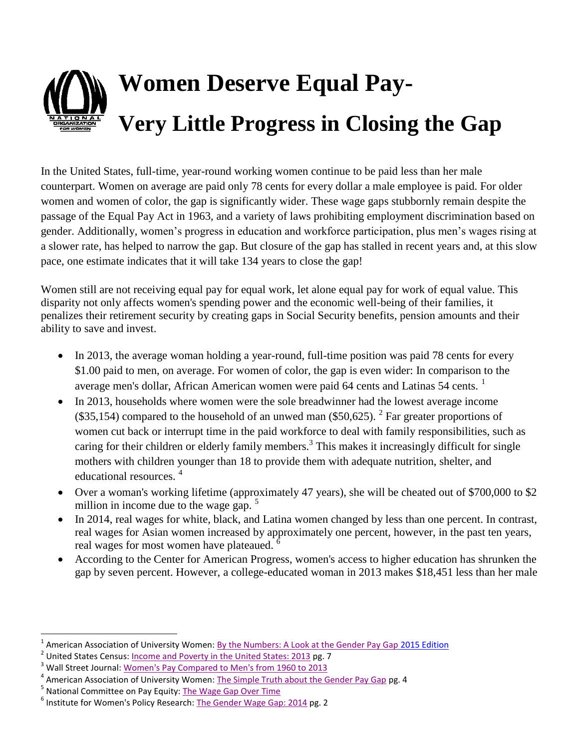# Women Deserve Equal Pay-
# Very Little Progress in Closing the Gap

In the United States, full-time, year-round working women continue to be paid less than her male counterpart. Women on average are paid only 78 cents for every dollar a male employee is paid. For older women and women of color, the gap is significantly wider. These wage gaps stubbornly remain despite the passage of the Equal Pay Act in 1963, and a variety of laws prohibiting employment discrimination based on gender. Additionally, women's progress in education and workforce participation, plus men's wages rising at a slower rate, has helped to narrow the gap. But closure of the gap has stalled in recent years and, at this slow pace, one estimate indicates that it will take 134 years to close the gap!

Women still are not receiving equal pay for equal work, let alone equal pay for work of equal value. This disparity not only affects women's spending power and the economic well-being of their families, it penalizes their retirement security by creating gaps in Social Security benefits, pension amounts and their ability to save and invest.

- In 2013, the average woman holding a year-round, full-time position was paid 78 cents for every $1.00 paid to men, on average. For women of color, the gap is even wider: In comparison to the average men's dollar, African American women were paid 64 cents and Latinas 54 cents. [1]
- In 2013, households where women were the sole breadwinner had the lowest average income ($35,154) compared to the household of an unwed man ($50,625). [2] Far greater proportions of women cut back or interrupt time in the paid workforce to deal with family responsibilities, such as caring for their children or elderly family members.[3] This makes it increasingly difficult for single mothers with children younger than 18 to provide them with adequate nutrition, shelter, and educational resources. [4]
- Over a woman's working lifetime (approximately 47 years), she will be cheated out of $700,000 to $2 million in income due to the wage gap. [5]
- In 2014, real wages for white, black, and Latina women changed by less than one percent. In contrast, real wages for Asian women increased by approximately one percent, however, in the past ten years, real wages for most women have plateaued. [6]
- According to the Center for American Progress, women's access to higher education has shrunken the gap by seven percent. However, a college-educated woman in 2013 makes $18,451 less than her male

---

[1] American Association of University Women: By the Numbers: A Look at the Gender Pay Gap 2015 Edition

[2] United States Census: Income and Poverty in the United States: 2013 pg. 7

[3] Wall Street Journal: Women's Pay Compared to Men's from 1960 to 2013

[4] American Association of University Women: The Simple Truth about the Gender Pay Gap pg. 4

[5] National Committee on Pay Equity: The Wage Gap Over Time

[6] Institute for Women's Policy Research: The Gender Wage Gap: 2014 pg. 2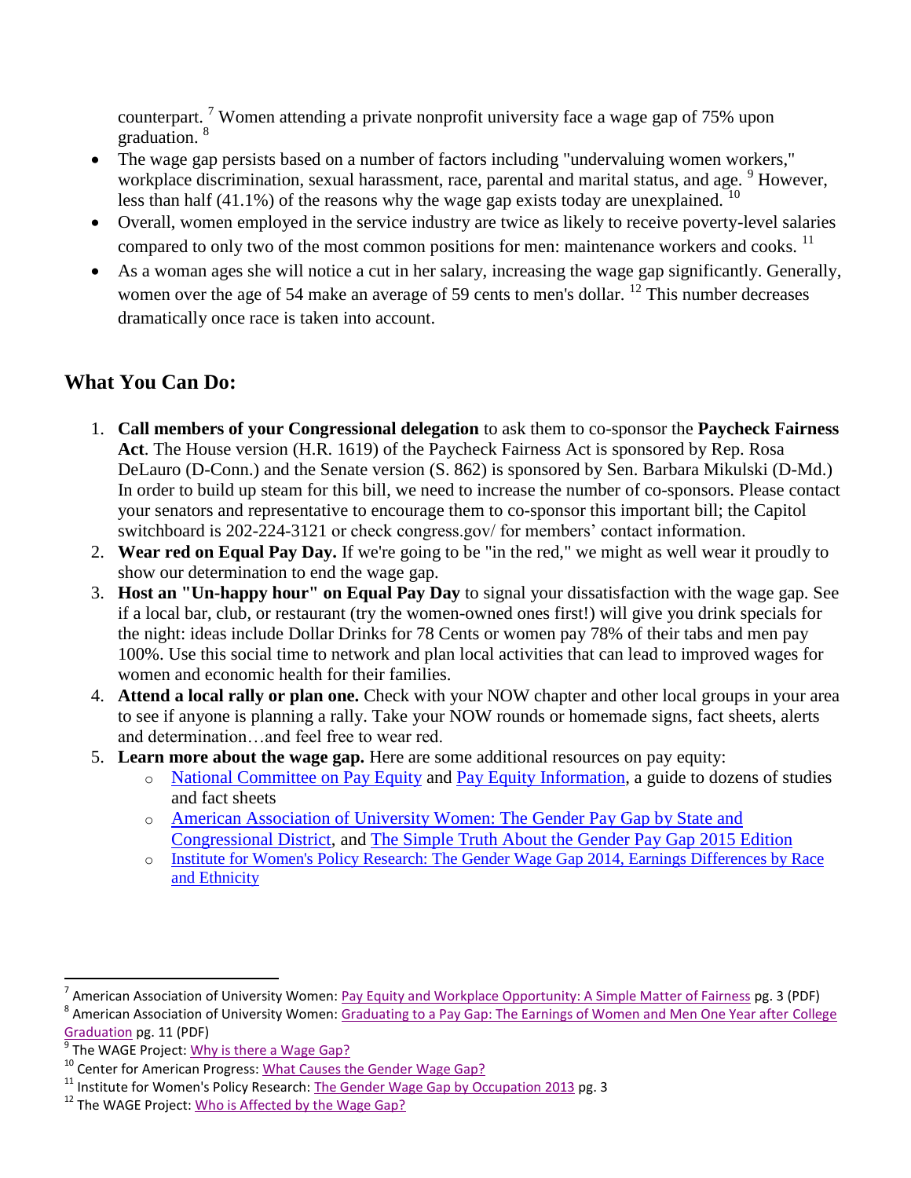counterpart. [7] Women attending a private nonprofit university face a wage gap of 75% upon graduation. [8]

- The wage gap persists based on a number of factors including "undervaluing women workers," workplace discrimination, sexual harassment, race, parental and marital status, and age. [9] However, less than half (41.1%) of the reasons why the wage gap exists today are unexplained. [10]
- Overall, women employed in the service industry are twice as likely to receive poverty-level salaries compared to only two of the most common positions for men: maintenance workers and cooks. [11]
- As a woman ages she will notice a cut in her salary, increasing the wage gap significantly. Generally, women over the age of 54 make an average of 59 cents to men's dollar. [12] This number decreases dramatically once race is taken into account.

## What You Can Do:

1. **Call members of your Congressional delegation** to ask them to co-sponsor the **Paycheck Fairness Act**. The House version (H.R. 1619) of the Paycheck Fairness Act is sponsored by Rep. Rosa DeLauro (D-Conn.) and the Senate version (S. 862) is sponsored by Sen. Barbara Mikulski (D-Md.) In order to build up steam for this bill, we need to increase the number of co-sponsors. Please contact your senators and representative to encourage them to co-sponsor this important bill; the Capitol switchboard is 202-224-3121 or check congress.gov/ for members' contact information.
2. **Wear red on Equal Pay Day.** If we're going to be "in the red," we might as well wear it proudly to show our determination to end the wage gap.
3. **Host an "Un-happy hour" on Equal Pay Day** to signal your dissatisfaction with the wage gap. See if a local bar, club, or restaurant (try the women-owned ones first!) will give you drink specials for the night: ideas include Dollar Drinks for 78 Cents or women pay 78% of their tabs and men pay 100%. Use this social time to network and plan local activities that can lead to improved wages for women and economic health for their families.
4. **Attend a local rally or plan one.** Check with your NOW chapter and other local groups in your area to see if anyone is planning a rally. Take your NOW rounds or homemade signs, fact sheets, alerts and determination…and feel free to wear red.
5. **Learn more about the wage gap.** Here are some additional resources on pay equity:
   - National Committee on Pay Equity and Pay Equity Information, a guide to dozens of studies and fact sheets
   - American Association of University Women: The Gender Pay Gap by State and Congressional District, and The Simple Truth About the Gender Pay Gap 2015 Edition
   - Institute for Women's Policy Research: The Gender Wage Gap 2014, Earnings Differences by Race and Ethnicity

---

[7] American Association of University Women: Pay Equity and Workplace Opportunity: A Simple Matter of Fairness pg. 3 (PDF)

[8] American Association of University Women: Graduating to a Pay Gap: The Earnings of Women and Men One Year after College Graduation pg. 11 (PDF)

[9] The WAGE Project: Why is there a Wage Gap?

[10] Center for American Progress: What Causes the Gender Wage Gap?

[11] Institute for Women's Policy Research: The Gender Wage Gap by Occupation 2013 pg. 3

[12] The WAGE Project: Who is Affected by the Wage Gap?